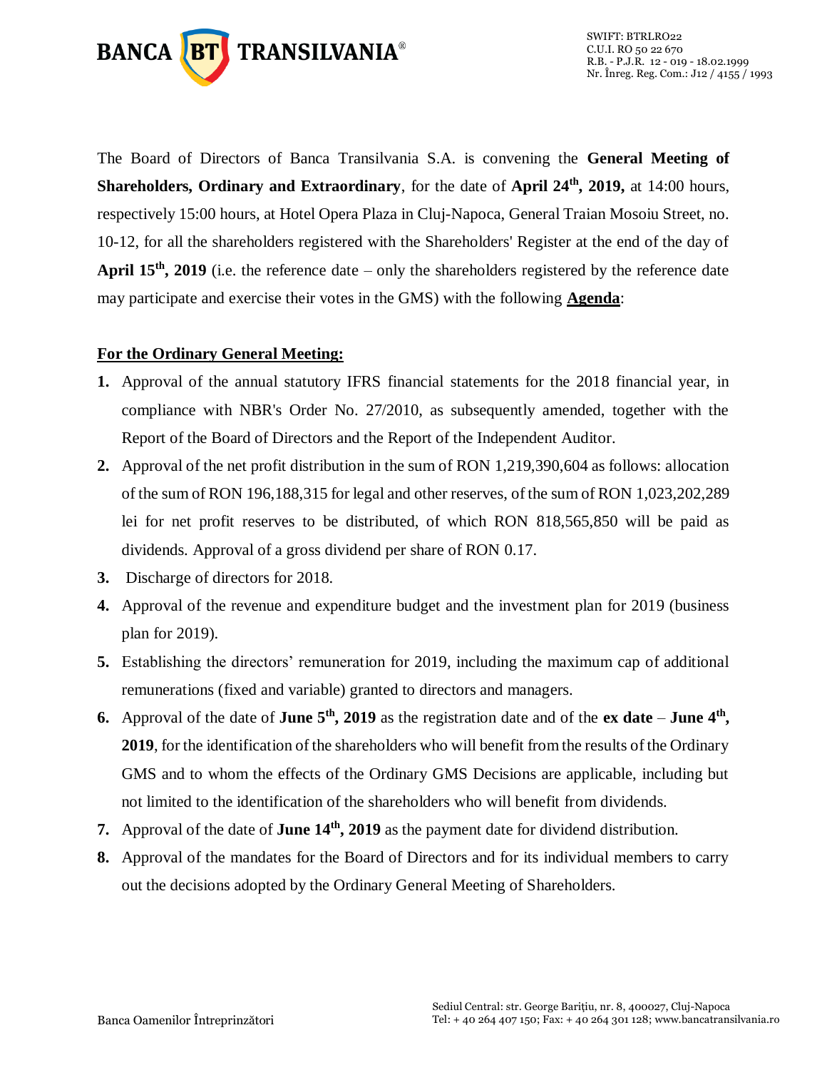The Board of Directors of Banca Transilvania S.A. is convening the **General Meeting of Shareholders, Ordinary and Extraordinary**, for the date of **April 24th, 2019,** at 14:00 hours, respectively 15:00 hours, at Hotel Opera Plaza in Cluj-Napoca, General Traian Mosoiu Street, no. 10-12, for all the shareholders registered with the Shareholders' Register at the end of the day of **April 15th, 2019** (i.e. the reference date – only the shareholders registered by the reference date may participate and exercise their votes in the GMS) with the following **Agenda**:

**For the Ordinary General Meeting:**

1. Approval of the annual statutory IFRS financial statements for the 2018 financial year, in compliance with NBR's Order No. 27/2010, as subsequently amended, together with the Report of the Board of Directors and the Report of the Independent Auditor.
2. Approval of the net profit distribution in the sum of RON 1,219,390,604 as follows: allocation of the sum of RON 196,188,315 for legal and other reserves, of the sum of RON 1,023,202,289 lei for net profit reserves to be distributed, of which RON 818,565,850 will be paid as dividends. Approval of a gross dividend per share of RON 0.17.
3. Discharge of directors for 2018.
4. Approval of the revenue and expenditure budget and the investment plan for 2019 (business plan for 2019).
5. Establishing the directors' remuneration for 2019, including the maximum cap of additional remunerations (fixed and variable) granted to directors and managers.
6. Approval of the date of **June 5th, 2019** as the registration date and of the **ex date** – **June 4th, 2019**, for the identification of the shareholders who will benefit from the results of the Ordinary GMS and to whom the effects of the Ordinary GMS Decisions are applicable, including but not limited to the identification of the shareholders who will benefit from dividends.
7. Approval of the date of **June 14th, 2019** as the payment date for dividend distribution.
8. Approval of the mandates for the Board of Directors and for its individual members to carry out the decisions adopted by the Ordinary General Meeting of Shareholders.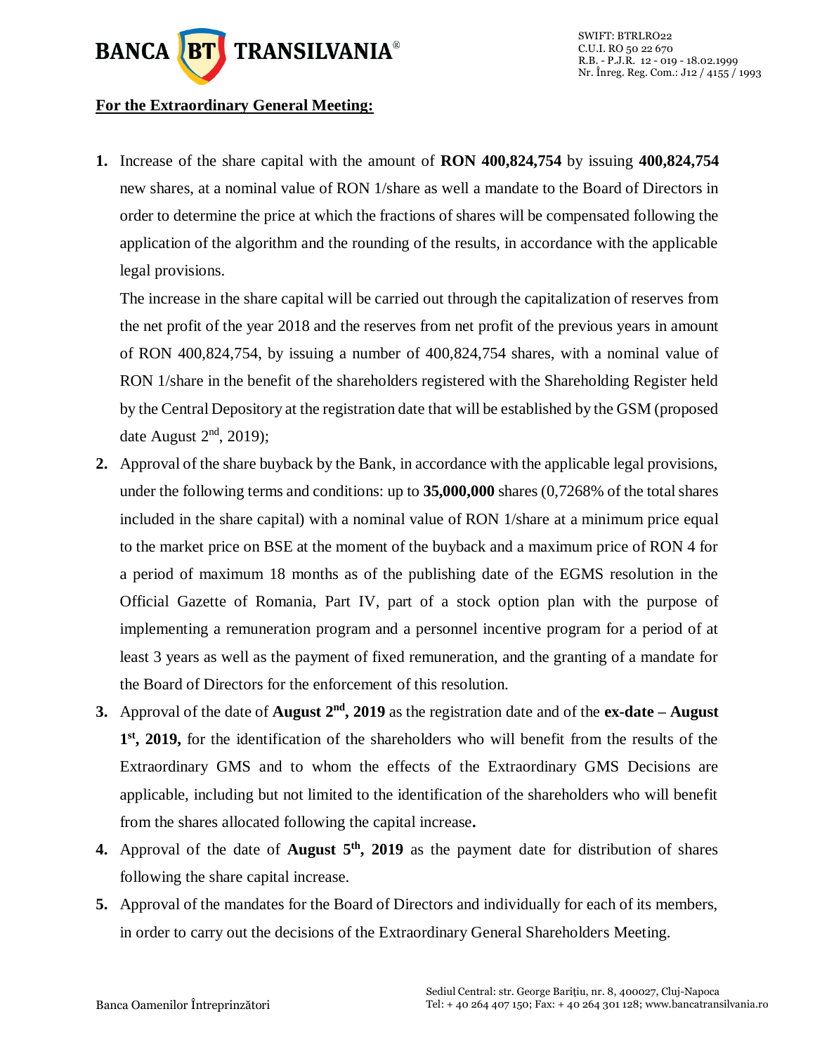**For the Extraordinary General Meeting:**

1. Increase of the share capital with the amount of **RON 400,824,754** by issuing **400,824,754** new shares, at a nominal value of RON 1/share as well a mandate to the Board of Directors in order to determine the price at which the fractions of shares will be compensated following the application of the algorithm and the rounding of the results, in accordance with the applicable legal provisions.

   The increase in the share capital will be carried out through the capitalization of reserves from the net profit of the year 2018 and the reserves from net profit of the previous years in amount of RON 400,824,754, by issuing a number of 400,824,754 shares, with a nominal value of RON 1/share in the benefit of the shareholders registered with the Shareholding Register held by the Central Depository at the registration date that will be established by the GSM (proposed date August 2nd, 2019);

2. Approval of the share buyback by the Bank, in accordance with the applicable legal provisions, under the following terms and conditions: up to **35,000,000** shares (0,7268% of the total shares included in the share capital) with a nominal value of RON 1/share at a minimum price equal to the market price on BSE at the moment of the buyback and a maximum price of RON 4 for a period of maximum 18 months as of the publishing date of the EGMS resolution in the Official Gazette of Romania, Part IV, part of a stock option plan with the purpose of implementing a remuneration program and a personnel incentive program for a period of at least 3 years as well as the payment of fixed remuneration, and the granting of a mandate for the Board of Directors for the enforcement of this resolution.

3. Approval of the date of **August 2nd, 2019** as the registration date and of the **ex-date – August 1st, 2019,** for the identification of the shareholders who will benefit from the results of the Extraordinary GMS and to whom the effects of the Extraordinary GMS Decisions are applicable, including but not limited to the identification of the shareholders who will benefit from the shares allocated following the capital increase**.**

4. Approval of the date of **August 5th, 2019** as the payment date for distribution of shares following the share capital increase.

5. Approval of the mandates for the Board of Directors and individually for each of its members, in order to carry out the decisions of the Extraordinary General Shareholders Meeting.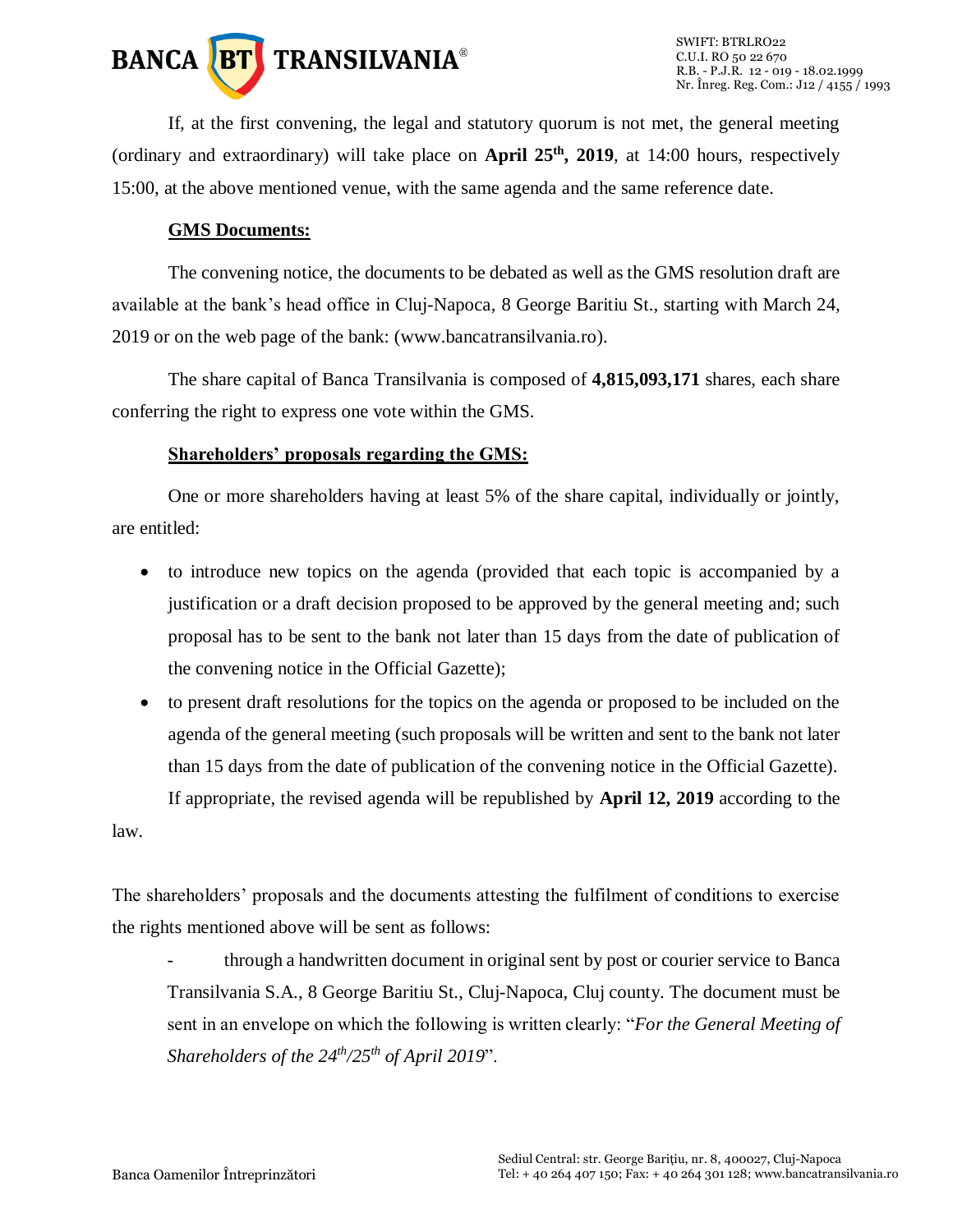If, at the first convening, the legal and statutory quorum is not met, the general meeting (ordinary and extraordinary) will take place on **April 25th, 2019**, at 14:00 hours, respectively 15:00, at the above mentioned venue, with the same agenda and the same reference date.

**GMS Documents:**

The convening notice, the documents to be debated as well as the GMS resolution draft are available at the bank's head office in Cluj-Napoca, 8 George Baritiu St., starting with March 24, 2019 or on the web page of the bank: (www.bancatransilvania.ro).

The share capital of Banca Transilvania is composed of **4,815,093,171** shares, each share conferring the right to express one vote within the GMS.

**Shareholders' proposals regarding the GMS:**

One or more shareholders having at least 5% of the share capital, individually or jointly, are entitled:

- to introduce new topics on the agenda (provided that each topic is accompanied by a justification or a draft decision proposed to be approved by the general meeting and; such proposal has to be sent to the bank not later than 15 days from the date of publication of the convening notice in the Official Gazette);
- to present draft resolutions for the topics on the agenda or proposed to be included on the agenda of the general meeting (such proposals will be written and sent to the bank not later than 15 days from the date of publication of the convening notice in the Official Gazette).

If appropriate, the revised agenda will be republished by **April 12, 2019** according to the law.

The shareholders' proposals and the documents attesting the fulfilment of conditions to exercise the rights mentioned above will be sent as follows:

- through a handwritten document in original sent by post or courier service to Banca Transilvania S.A., 8 George Baritiu St., Cluj-Napoca, Cluj county. The document must be sent in an envelope on which the following is written clearly: "*For the General Meeting of Shareholders of the 24th/25th of April 2019*".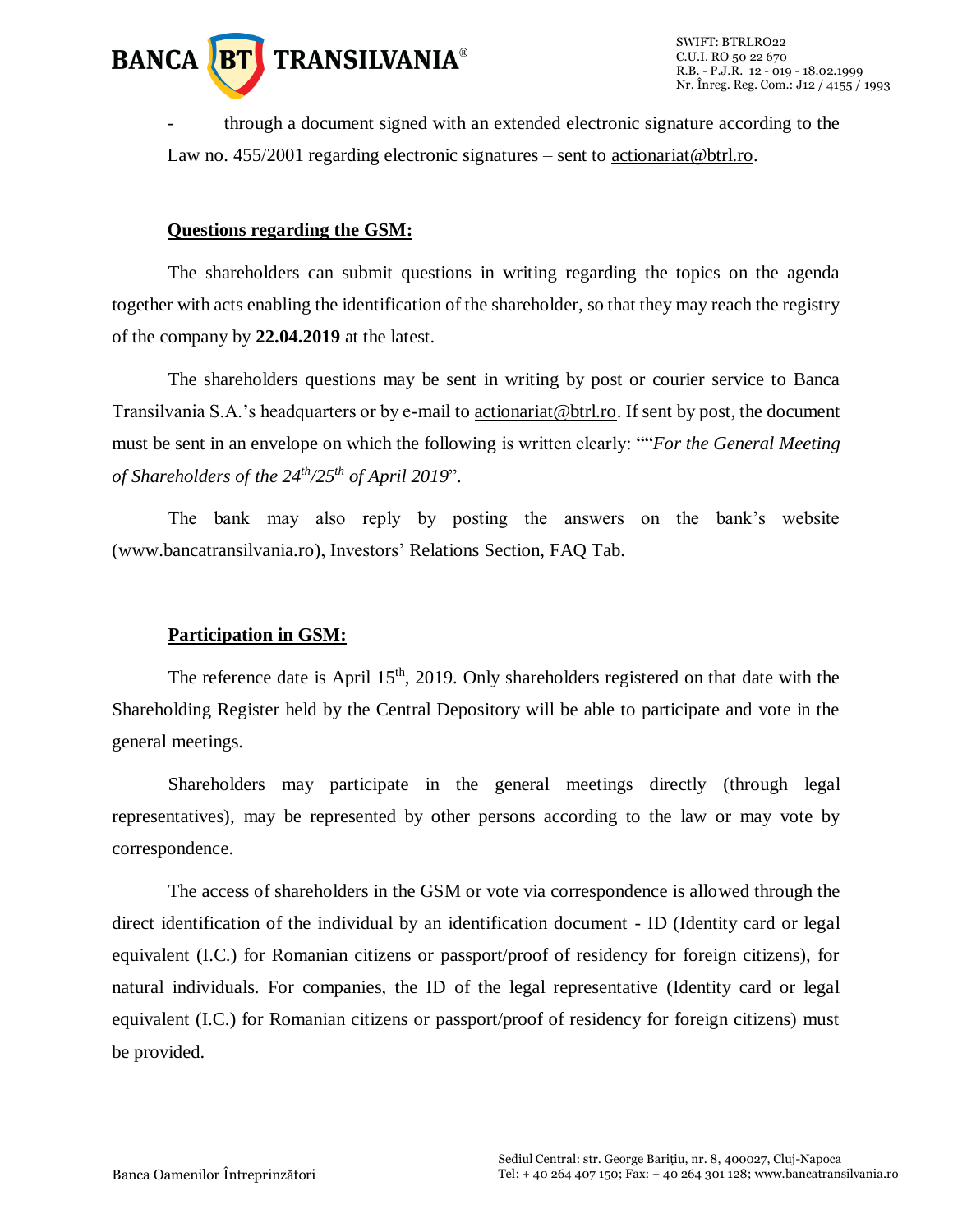- through a document signed with an extended electronic signature according to the Law no. 455/2001 regarding electronic signatures – sent to actionariat@btrl.ro.

**Questions regarding the GSM:**

The shareholders can submit questions in writing regarding the topics on the agenda together with acts enabling the identification of the shareholder, so that they may reach the registry of the company by **22.04.2019** at the latest.

The shareholders questions may be sent in writing by post or courier service to Banca Transilvania S.A.'s headquarters or by e-mail to actionariat@btrl.ro. If sent by post, the document must be sent in an envelope on which the following is written clearly: ""*For the General Meeting of Shareholders of the 24th/25th of April 2019*".

The bank may also reply by posting the answers on the bank's website (www.bancatransilvania.ro), Investors' Relations Section, FAQ Tab.

**Participation in GSM:**

The reference date is April 15th, 2019. Only shareholders registered on that date with the Shareholding Register held by the Central Depository will be able to participate and vote in the general meetings.

Shareholders may participate in the general meetings directly (through legal representatives), may be represented by other persons according to the law or may vote by correspondence.

The access of shareholders in the GSM or vote via correspondence is allowed through the direct identification of the individual by an identification document - ID (Identity card or legal equivalent (I.C.) for Romanian citizens or passport/proof of residency for foreign citizens), for natural individuals. For companies, the ID of the legal representative (Identity card or legal equivalent (I.C.) for Romanian citizens or passport/proof of residency for foreign citizens) must be provided.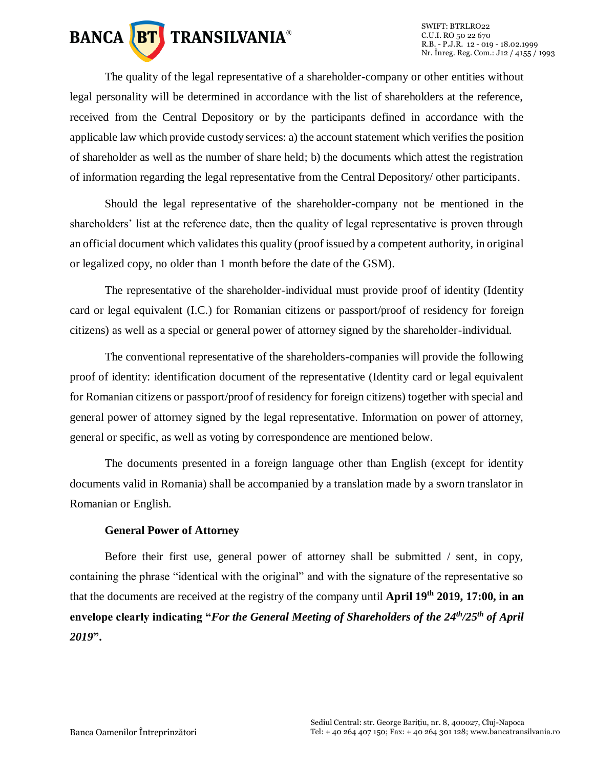The quality of the legal representative of a shareholder-company or other entities without legal personality will be determined in accordance with the list of shareholders at the reference, received from the Central Depository or by the participants defined in accordance with the applicable law which provide custody services: a) the account statement which verifies the position of shareholder as well as the number of share held; b) the documents which attest the registration of information regarding the legal representative from the Central Depository/ other participants.

Should the legal representative of the shareholder-company not be mentioned in the shareholders' list at the reference date, then the quality of legal representative is proven through an official document which validates this quality (proof issued by a competent authority, in original or legalized copy, no older than 1 month before the date of the GSM).

The representative of the shareholder-individual must provide proof of identity (Identity card or legal equivalent (I.C.) for Romanian citizens or passport/proof of residency for foreign citizens) as well as a special or general power of attorney signed by the shareholder-individual.

The conventional representative of the shareholders-companies will provide the following proof of identity: identification document of the representative (Identity card or legal equivalent for Romanian citizens or passport/proof of residency for foreign citizens) together with special and general power of attorney signed by the legal representative. Information on power of attorney, general or specific, as well as voting by correspondence are mentioned below.

The documents presented in a foreign language other than English (except for identity documents valid in Romania) shall be accompanied by a translation made by a sworn translator in Romanian or English.

**General Power of Attorney**

Before their first use, general power of attorney shall be submitted / sent, in copy, containing the phrase "identical with the original" and with the signature of the representative so that the documents are received at the registry of the company until **April 19th 2019, 17:00, in an envelope clearly indicating "*For the General Meeting of Shareholders of the 24th/25th of April 2019*".**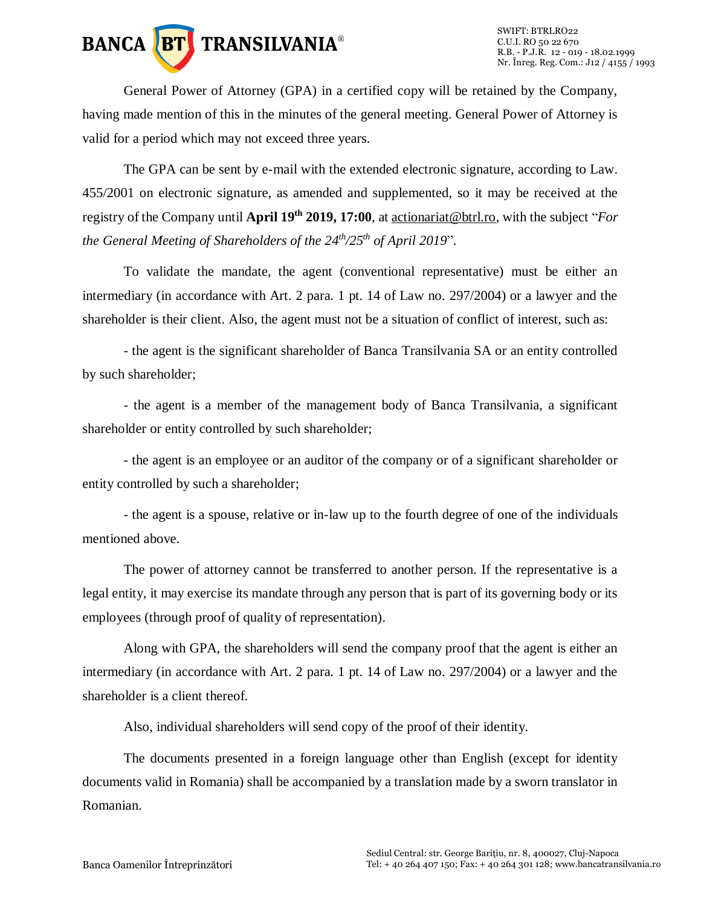General Power of Attorney (GPA) in a certified copy will be retained by the Company, having made mention of this in the minutes of the general meeting. General Power of Attorney is valid for a period which may not exceed three years.

The GPA can be sent by e-mail with the extended electronic signature, according to Law. 455/2001 on electronic signature, as amended and supplemented, so it may be received at the registry of the Company until **April 19th 2019, 17:00**, at actionariat@btrl.ro, with the subject "*For the General Meeting of Shareholders of the 24th/25th of April 2019*".

To validate the mandate, the agent (conventional representative) must be either an intermediary (in accordance with Art. 2 para. 1 pt. 14 of Law no. 297/2004) or a lawyer and the shareholder is their client. Also, the agent must not be a situation of conflict of interest, such as:

- the agent is the significant shareholder of Banca Transilvania SA or an entity controlled by such shareholder;

- the agent is a member of the management body of Banca Transilvania, a significant shareholder or entity controlled by such shareholder;

- the agent is an employee or an auditor of the company or of a significant shareholder or entity controlled by such a shareholder;

- the agent is a spouse, relative or in-law up to the fourth degree of one of the individuals mentioned above.

The power of attorney cannot be transferred to another person. If the representative is a legal entity, it may exercise its mandate through any person that is part of its governing body or its employees (through proof of quality of representation).

Along with GPA, the shareholders will send the company proof that the agent is either an intermediary (in accordance with Art. 2 para. 1 pt. 14 of Law no. 297/2004) or a lawyer and the shareholder is a client thereof.

Also, individual shareholders will send copy of the proof of their identity.

The documents presented in a foreign language other than English (except for identity documents valid in Romania) shall be accompanied by a translation made by a sworn translator in Romanian.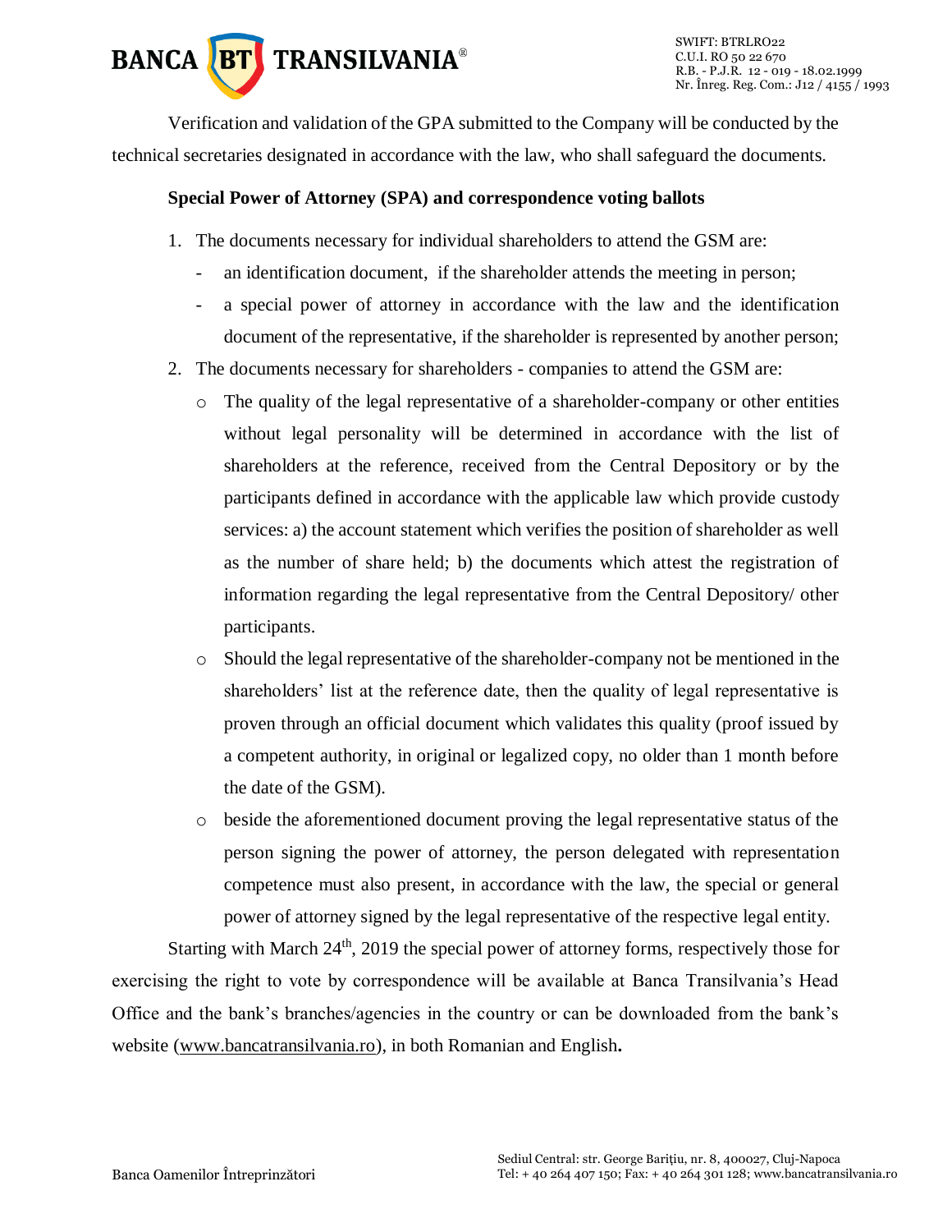Verification and validation of the GPA submitted to the Company will be conducted by the technical secretaries designated in accordance with the law, who shall safeguard the documents.

**Special Power of Attorney (SPA) and correspondence voting ballots**

1. The documents necessary for individual shareholders to attend the GSM are:
   - an identification document, if the shareholder attends the meeting in person;
   - a special power of attorney in accordance with the law and the identification document of the representative, if the shareholder is represented by another person;
2. The documents necessary for shareholders - companies to attend the GSM are:
   - The quality of the legal representative of a shareholder-company or other entities without legal personality will be determined in accordance with the list of shareholders at the reference, received from the Central Depository or by the participants defined in accordance with the applicable law which provide custody services: a) the account statement which verifies the position of shareholder as well as the number of share held; b) the documents which attest the registration of information regarding the legal representative from the Central Depository/ other participants.
   - Should the legal representative of the shareholder-company not be mentioned in the shareholders' list at the reference date, then the quality of legal representative is proven through an official document which validates this quality (proof issued by a competent authority, in original or legalized copy, no older than 1 month before the date of the GSM).
   - beside the aforementioned document proving the legal representative status of the person signing the power of attorney, the person delegated with representation competence must also present, in accordance with the law, the special or general power of attorney signed by the legal representative of the respective legal entity.

Starting with March 24th, 2019 the special power of attorney forms, respectively those for exercising the right to vote by correspondence will be available at Banca Transilvania's Head Office and the bank's branches/agencies in the country or can be downloaded from the bank's website (www.bancatransilvania.ro), in both Romanian and English**.**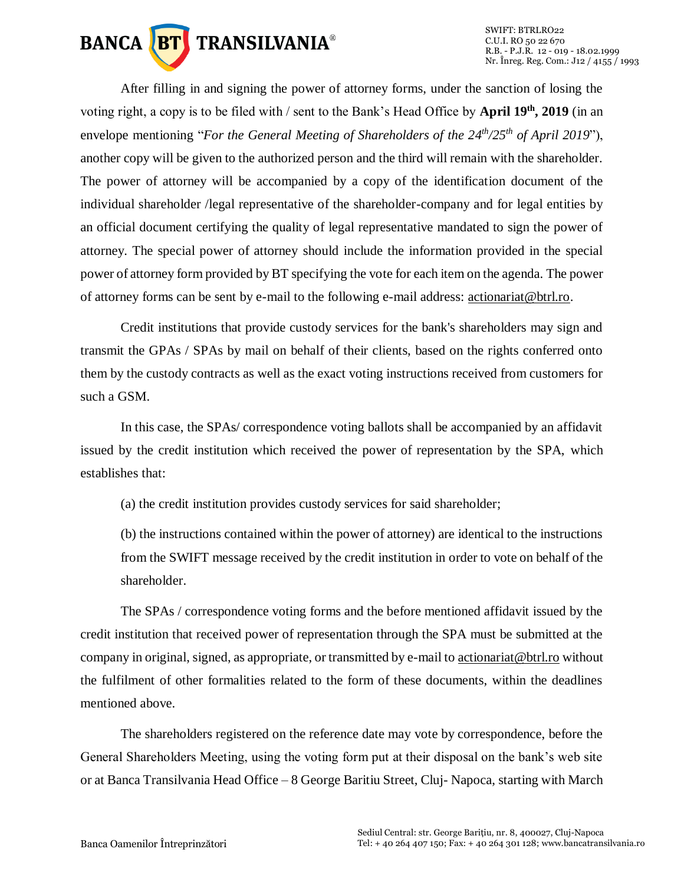After filling in and signing the power of attorney forms, under the sanction of losing the voting right, a copy is to be filed with / sent to the Bank's Head Office by **April 19th, 2019** (in an envelope mentioning "*For the General Meeting of Shareholders of the 24th/25th of April 2019*"), another copy will be given to the authorized person and the third will remain with the shareholder. The power of attorney will be accompanied by a copy of the identification document of the individual shareholder /legal representative of the shareholder-company and for legal entities by an official document certifying the quality of legal representative mandated to sign the power of attorney. The special power of attorney should include the information provided in the special power of attorney form provided by BT specifying the vote for each item on the agenda. The power of attorney forms can be sent by e-mail to the following e-mail address: actionariat@btrl.ro.

Credit institutions that provide custody services for the bank's shareholders may sign and transmit the GPAs / SPAs by mail on behalf of their clients, based on the rights conferred onto them by the custody contracts as well as the exact voting instructions received from customers for such a GSM.

In this case, the SPAs/ correspondence voting ballots shall be accompanied by an affidavit issued by the credit institution which received the power of representation by the SPA, which establishes that:

(a) the credit institution provides custody services for said shareholder;

(b) the instructions contained within the power of attorney) are identical to the instructions from the SWIFT message received by the credit institution in order to vote on behalf of the shareholder.

The SPAs / correspondence voting forms and the before mentioned affidavit issued by the credit institution that received power of representation through the SPA must be submitted at the company in original, signed, as appropriate, or transmitted by e-mail to actionariat@btrl.ro without the fulfilment of other formalities related to the form of these documents, within the deadlines mentioned above.

The shareholders registered on the reference date may vote by correspondence, before the General Shareholders Meeting, using the voting form put at their disposal on the bank's web site or at Banca Transilvania Head Office – 8 George Baritiu Street, Cluj- Napoca, starting with March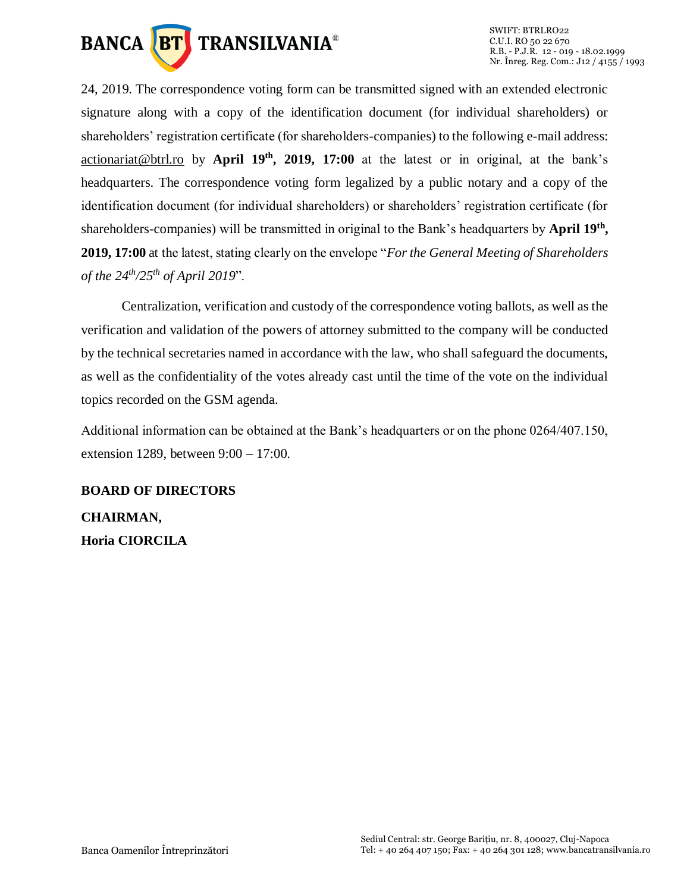24, 2019. The correspondence voting form can be transmitted signed with an extended electronic signature along with a copy of the identification document (for individual shareholders) or shareholders' registration certificate (for shareholders-companies) to the following e-mail address: actionariat@btrl.ro by **April 19th, 2019, 17:00** at the latest or in original, at the bank's headquarters. The correspondence voting form legalized by a public notary and a copy of the identification document (for individual shareholders) or shareholders' registration certificate (for shareholders-companies) will be transmitted in original to the Bank's headquarters by **April 19th, 2019, 17:00** at the latest, stating clearly on the envelope "*For the General Meeting of Shareholders of the 24th/25th of April 2019*".

Centralization, verification and custody of the correspondence voting ballots, as well as the verification and validation of the powers of attorney submitted to the company will be conducted by the technical secretaries named in accordance with the law, who shall safeguard the documents, as well as the confidentiality of the votes already cast until the time of the vote on the individual topics recorded on the GSM agenda.

Additional information can be obtained at the Bank's headquarters or on the phone 0264/407.150, extension 1289, between 9:00 – 17:00.

**BOARD OF DIRECTORS**

**CHAIRMAN,**

**Horia CIORCILA**